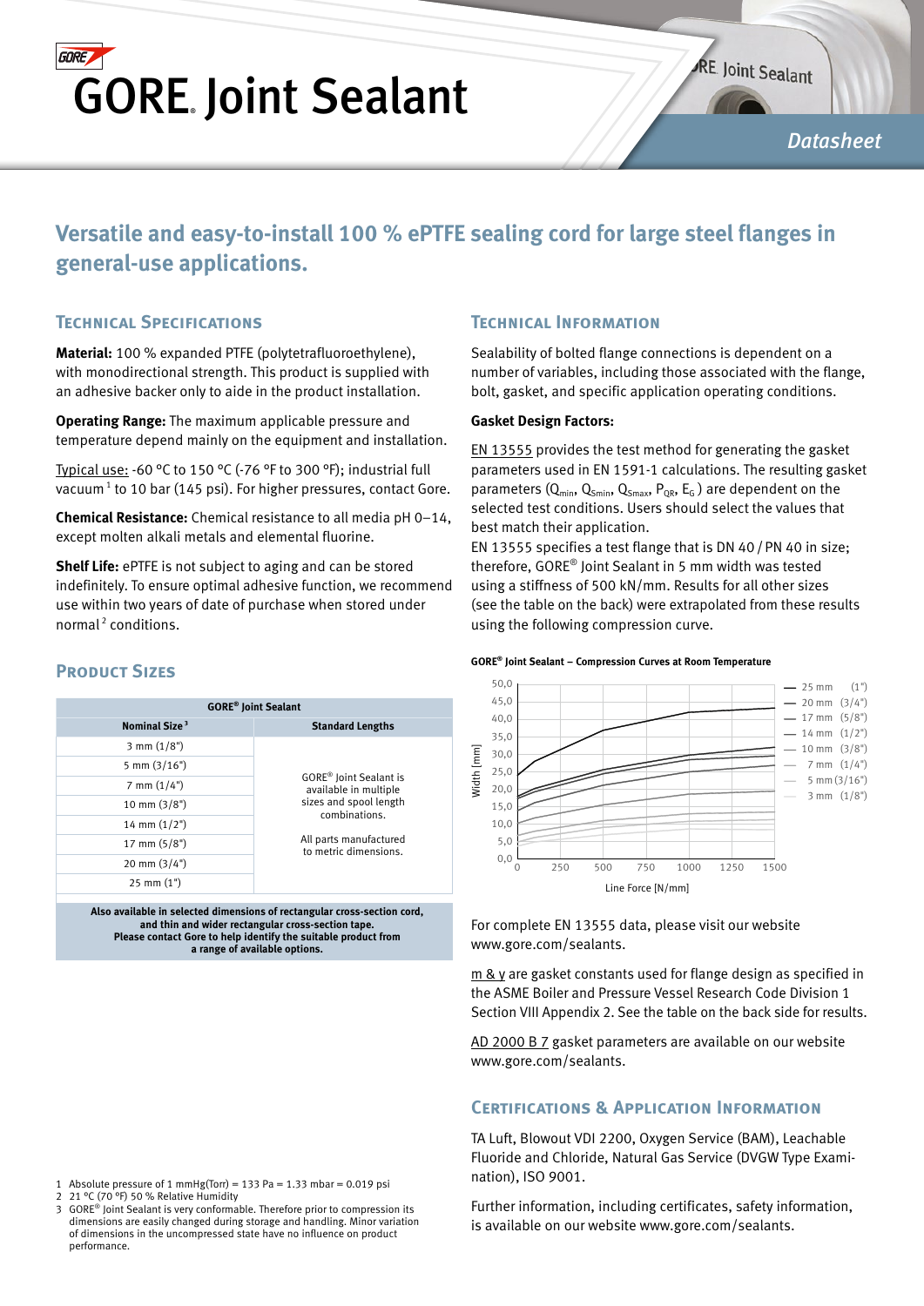# GORE® Joint Sealant

Datasheet

## Versatile and easy-to-install 100 % ePTFE sealing cord for large steel flanges in general-use applications.

### Technical Specifications

**Material:** 100 % expanded PTFE (polytetrafluoroethylene), with monodirectional strength. This product is supplied with an adhesive backer only to aide in the product installation.

**Operating Range:** The maximum applicable pressure and temperature depend mainly on the equipment and installation.

Typical use: -60 °C to 150 °C (-76 °F to 300 °F); industrial full vacuum[1] to 10 bar (145 psi). For higher pressures, contact Gore.

**Chemical Resistance:** Chemical resistance to all media pH 0–14, except molten alkali metals and elemental fluorine.

**Shelf Life:** ePTFE is not subject to aging and can be stored indefinitely. To ensure optimal adhesive function, we recommend use within two years of date of purchase when stored under normal[2] conditions.

### Product Sizes

| GORE® Joint Sealant | |
|---|---|
| **Nominal Size**[3] | **Standard Lengths** |
| 3 mm (1/8") | GORE® Joint Sealant is available in multiple sizes and spool length combinations. All parts manufactured to metric dimensions. |
| 5 mm (3/16") | |
| 7 mm (1/4") | |
| 10 mm (3/8") | |
| 14 mm (1/2") | |
| 17 mm (5/8") | |
| 20 mm (3/4") | |
| 25 mm (1") | |

**Also available in selected dimensions of rectangular cross-section cord, and thin and wider rectangular cross-section tape. Please contact Gore to help identify the suitable product from a range of available options.**

### Technical Information

Sealability of bolted flange connections is dependent on a number of variables, including those associated with the flange, bolt, gasket, and specific application operating conditions.

**Gasket Design Factors:**

EN 13555 provides the test method for generating the gasket parameters used in EN 1591-1 calculations. The resulting gasket parameters ($Q_{min}$, $Q_{Smin}$, $Q_{Smax}$, $P_{QR}$, $E_G$) are dependent on the selected test conditions. Users should select the values that best match their application.
EN 13555 specifies a test flange that is DN 40 / PN 40 in size; therefore, GORE® Joint Sealant in 5 mm width was tested using a stiffness of 500 kN/mm. Results for all other sizes (see the table on the back) were extrapolated from these results using the following compression curve.

**GORE® Joint Sealant – Compression Curves at Room Temperature**

Width [mm] (0,0–50,0) vs. Line Force [N/mm] (0–1500); curves: 25 mm (1"), 20 mm (3/4"), 17 mm (5/8"), 14 mm (1/2"), 10 mm (3/8"), 7 mm (1/4"), 5 mm (3/16"), 3 mm (1/8")

For complete EN 13555 data, please visit our website www.gore.com/sealants.

m & y are gasket constants used for flange design as specified in the ASME Boiler and Pressure Vessel Research Code Division 1 Section VIII Appendix 2. See the table on the back side for results.

AD 2000 B 7 gasket parameters are available on our website www.gore.com/sealants.

### Certifications & Application Information

TA Luft, Blowout VDI 2200, Oxygen Service (BAM), Leachable Fluoride and Chloride, Natural Gas Service (DVGW Type Examination), ISO 9001.

Further information, including certificates, safety information, is available on our website www.gore.com/sealants.

---

1 Absolute pressure of 1 mmHg(Torr) = 133 Pa = 1.33 mbar = 0.019 psi
2 21 °C (70 °F) 50 % Relative Humidity
3 GORE® Joint Sealant is very conformable. Therefore prior to compression its dimensions are easily changed during storage and handling. Minor variation of dimensions in the uncompressed state have no influence on product performance.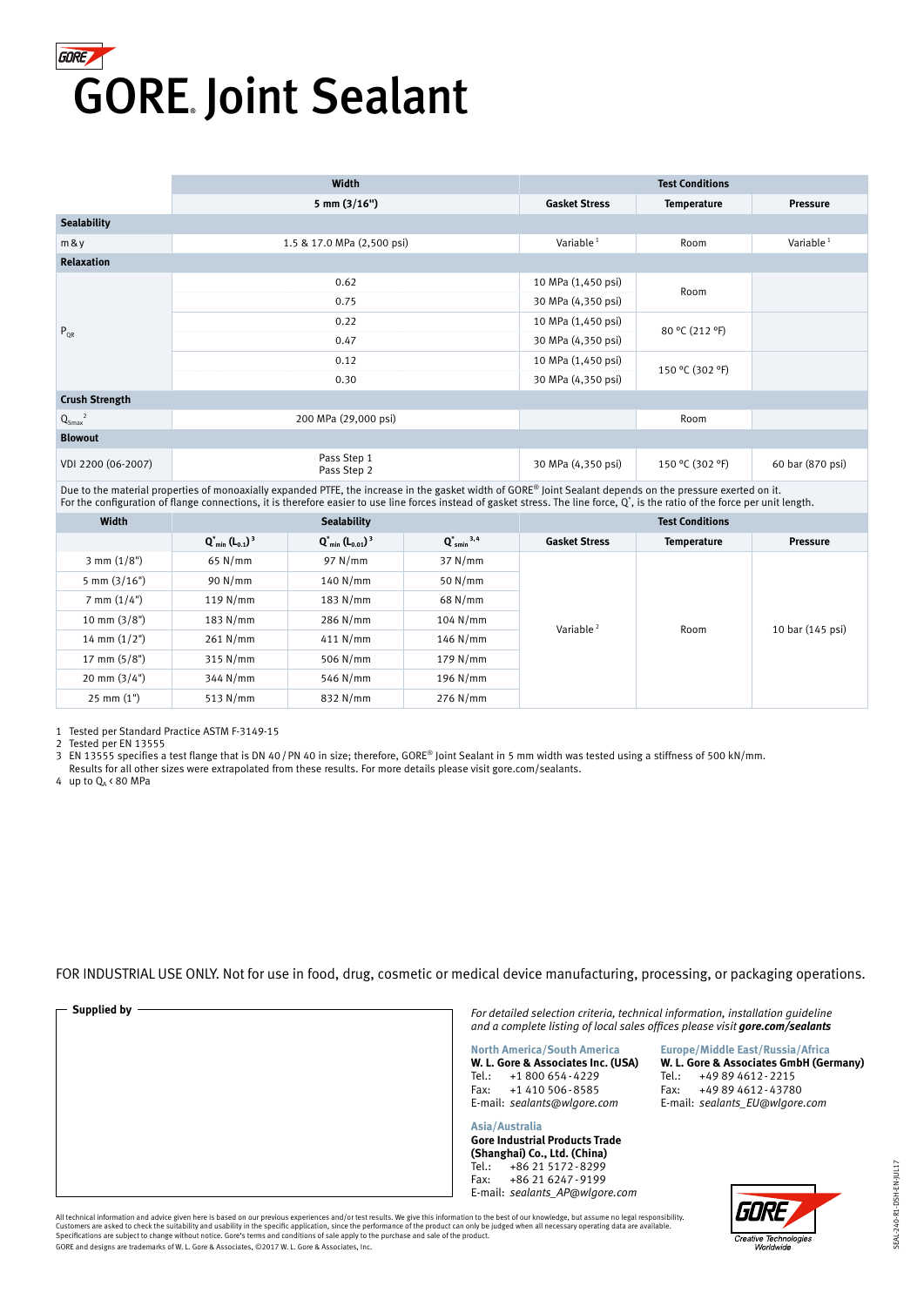# GORE® Joint Sealant

| | Width | Test Conditions | | |
|---|---|---|---|---|
| | 5 mm (3/16") | Gasket Stress | Temperature | Pressure |
| **Sealability** | | | | |
| m & y | 1.5 & 17.0 MPa (2,500 psi) | Variable [1] | Room | Variable [1] |
| **Relaxation** | | | | |
| $P_{QR}$ | 0.62 | 10 MPa (1,450 psi) | Room | |
| | 0.75 | 30 MPa (4,350 psi) | | |
| | 0.22 | 10 MPa (1,450 psi) | 80 °C (212 °F) | |
| | 0.47 | 30 MPa (4,350 psi) | | |
| | 0.12 | 10 MPa (1,450 psi) | 150 °C (302 °F) | |
| | 0.30 | 30 MPa (4,350 psi) | | |
| **Crush Strength** | | | | |
| $Q_{Smax}$ [2] | 200 MPa (29,000 psi) | | Room | |
| **Blowout** | | | | |
| VDI 2200 (06-2007) | Pass Step 1<br>Pass Step 2 | 30 MPa (4,350 psi) | 150 °C (302 °F) | 60 bar (870 psi) |

Due to the material properties of monoaxially expanded PTFE, the increase in the gasket width of GORE® Joint Sealant depends on the pressure exerted on it. For the configuration of flange connections, it is therefore easier to use line forces instead of gasket stress. The line force, $Q^*$, is the ratio of the force per unit length.

| Width | Sealability | | | Test Conditions | | |
|---|---|---|---|---|---|---|
| | $Q^*_{min}$ $(L_{0.1})$ [3] | $Q^*_{min}$ $(L_{0.01})$ [3] | $Q^*_{smin}$ [3,4] | Gasket Stress | Temperature | Pressure |
| 3 mm (1/8") | 65 N/mm | 97 N/mm | 37 N/mm | Variable [2] | Room | 10 bar (145 psi) |
| 5 mm (3/16") | 90 N/mm | 140 N/mm | 50 N/mm | | | |
| 7 mm (1/4") | 119 N/mm | 183 N/mm | 68 N/mm | | | |
| 10 mm (3/8") | 183 N/mm | 286 N/mm | 104 N/mm | | | |
| 14 mm (1/2") | 261 N/mm | 411 N/mm | 146 N/mm | | | |
| 17 mm (5/8") | 315 N/mm | 506 N/mm | 179 N/mm | | | |
| 20 mm (3/4") | 344 N/mm | 546 N/mm | 196 N/mm | | | |
| 25 mm (1") | 513 N/mm | 832 N/mm | 276 N/mm | | | |

1 Tested per Standard Practice ASTM F-3149-15
2 Tested per EN 13555
3 EN 13555 specifies a test flange that is DN 40 / PN 40 in size; therefore, GORE® Joint Sealant in 5 mm width was tested using a stiffness of 500 kN/mm. Results for all other sizes were extrapolated from these results. For more details please visit gore.com/sealants.
4 up to $Q_A$ < 80 MPa

FOR INDUSTRIAL USE ONLY. Not for use in food, drug, cosmetic or medical device manufacturing, processing, or packaging operations.

**Supplied by**

*For detailed selection criteria, technical information, installation guideline and a complete listing of local sales offices please visit* ***gore.com/sealants***

**North America/South America**
**W. L. Gore & Associates Inc. (USA)**
Tel.: +1 800 654-4229
Fax: +1 410 506-8585
E-mail: *sealants@wlgore.com*

**Europe/Middle East/Russia/Africa**
**W. L. Gore & Associates GmbH (Germany)**
Tel.: +49 89 4612-2215
Fax: +49 89 4612-43780
E-mail: *sealants_EU@wlgore.com*

**Asia/Australia**
**Gore Industrial Products Trade (Shanghai) Co., Ltd. (China)**
Tel.: +86 21 5172-8299
Fax: +86 21 6247-9199
E-mail: *sealants_AP@wlgore.com*

All technical information and advice given here is based on our previous experiences and/or test results. We give this information to the best of our knowledge, but assume no legal responsibility. Customers are asked to check the suitability and usability in the specific application, since the performance of the product can only be judged when all necessary operating data are available. Specifications are subject to change without notice. Gore's terms and conditions of sale apply to the purchase and sale of the product.
GORE and designs are trademarks of W. L. Gore & Associates, ©2017 W. L. Gore & Associates, Inc.

GORE Creative Technologies Worldwide

SEAL-240-R1-DSH-EN-JUL17